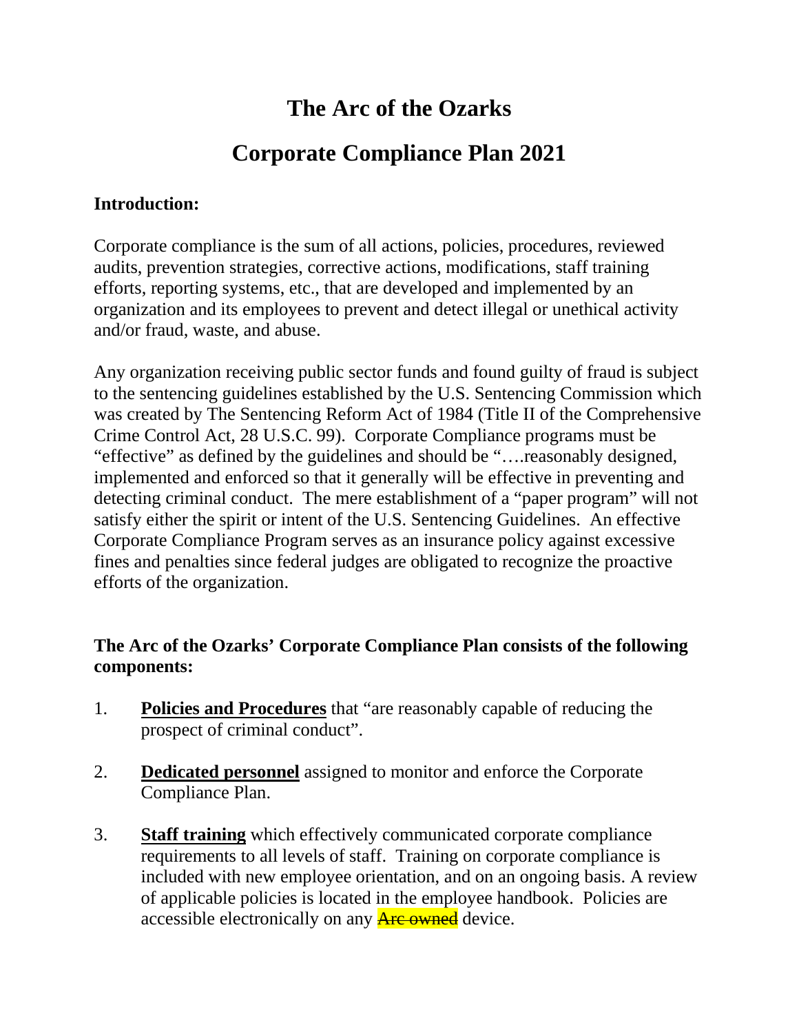# The Arc of the Ozarks

# Corporate Compliance Plan 2021

**Introduction:**

Corporate compliance is the sum of all actions, policies, procedures, reviewed audits, prevention strategies, corrective actions, modifications, staff training efforts, reporting systems, etc., that are developed and implemented by an organization and its employees to prevent and detect illegal or unethical activity and/or fraud, waste, and abuse.

Any organization receiving public sector funds and found guilty of fraud is subject to the sentencing guidelines established by the U.S. Sentencing Commission which was created by The Sentencing Reform Act of 1984 (Title II of the Comprehensive Crime Control Act, 28 U.S.C. 99). Corporate Compliance programs must be "effective" as defined by the guidelines and should be "….reasonably designed, implemented and enforced so that it generally will be effective in preventing and detecting criminal conduct. The mere establishment of a "paper program" will not satisfy either the spirit or intent of the U.S. Sentencing Guidelines. An effective Corporate Compliance Program serves as an insurance policy against excessive fines and penalties since federal judges are obligated to recognize the proactive efforts of the organization.

**The Arc of the Ozarks' Corporate Compliance Plan consists of the following components:**

1. **Policies and Procedures** that "are reasonably capable of reducing the prospect of criminal conduct".

2. **Dedicated personnel** assigned to monitor and enforce the Corporate Compliance Plan.

3. **Staff training** which effectively communicated corporate compliance requirements to all levels of staff. Training on corporate compliance is included with new employee orientation, and on an ongoing basis. A review of applicable policies is located in the employee handbook. Policies are accessible electronically on any ~~Arc owned~~ device.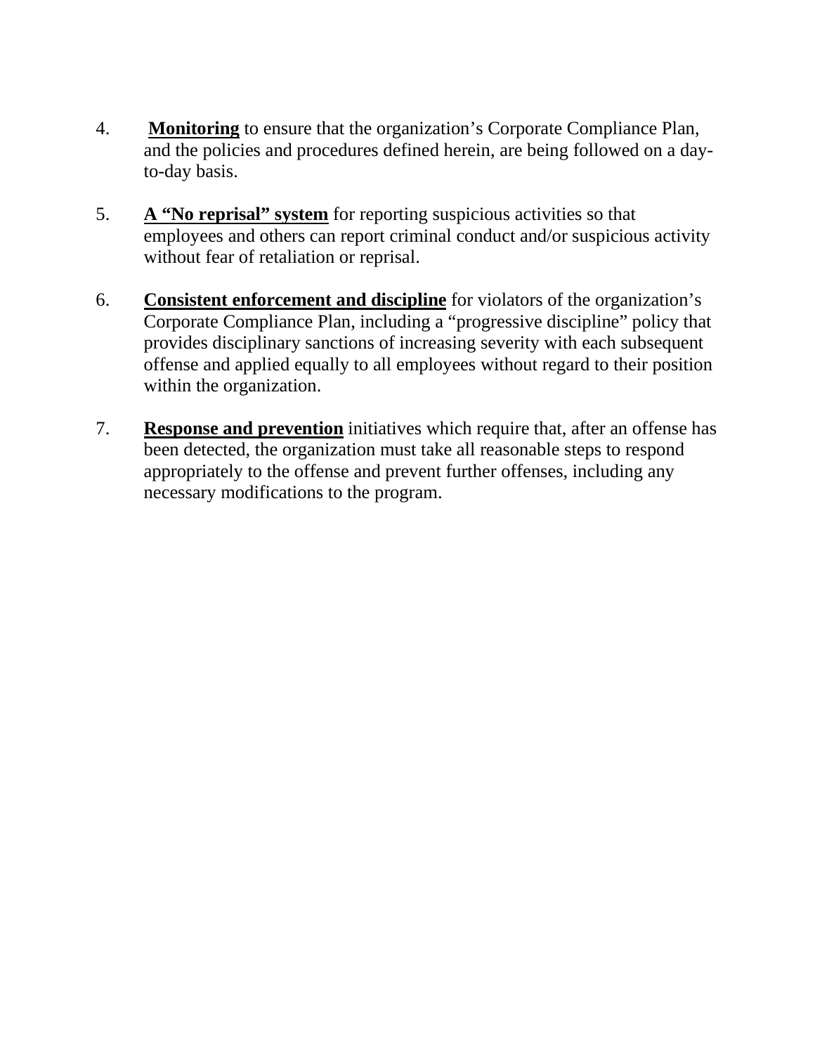4. **Monitoring** to ensure that the organization's Corporate Compliance Plan, and the policies and procedures defined herein, are being followed on a day-to-day basis.

5. **A "No reprisal" system** for reporting suspicious activities so that employees and others can report criminal conduct and/or suspicious activity without fear of retaliation or reprisal.

6. **Consistent enforcement and discipline** for violators of the organization's Corporate Compliance Plan, including a "progressive discipline" policy that provides disciplinary sanctions of increasing severity with each subsequent offense and applied equally to all employees without regard to their position within the organization.

7. **Response and prevention** initiatives which require that, after an offense has been detected, the organization must take all reasonable steps to respond appropriately to the offense and prevent further offenses, including any necessary modifications to the program.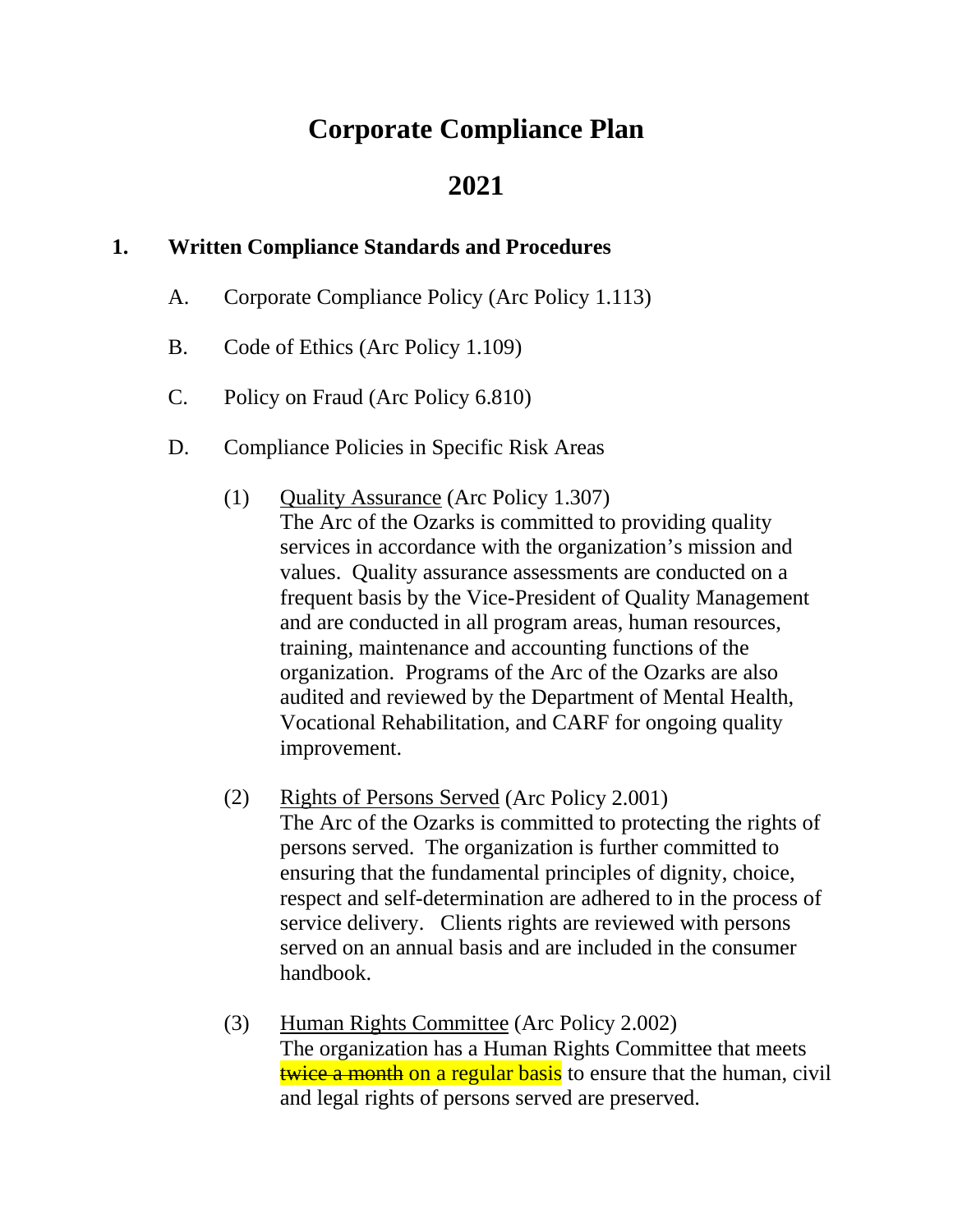# Corporate Compliance Plan

# 2021

## 1. Written Compliance Standards and Procedures

A. Corporate Compliance Policy (Arc Policy 1.113)

B. Code of Ethics (Arc Policy 1.109)

C. Policy on Fraud (Arc Policy 6.810)

D. Compliance Policies in Specific Risk Areas

(1) Quality Assurance (Arc Policy 1.307)
The Arc of the Ozarks is committed to providing quality services in accordance with the organization's mission and values. Quality assurance assessments are conducted on a frequent basis by the Vice-President of Quality Management and are conducted in all program areas, human resources, training, maintenance and accounting functions of the organization. Programs of the Arc of the Ozarks are also audited and reviewed by the Department of Mental Health, Vocational Rehabilitation, and CARF for ongoing quality improvement.

(2) Rights of Persons Served (Arc Policy 2.001)
The Arc of the Ozarks is committed to protecting the rights of persons served. The organization is further committed to ensuring that the fundamental principles of dignity, choice, respect and self-determination are adhered to in the process of service delivery. Clients rights are reviewed with persons served on an annual basis and are included in the consumer handbook.

(3) Human Rights Committee (Arc Policy 2.002)
The organization has a Human Rights Committee that meets ~~twice a month~~ on a regular basis to ensure that the human, civil and legal rights of persons served are preserved.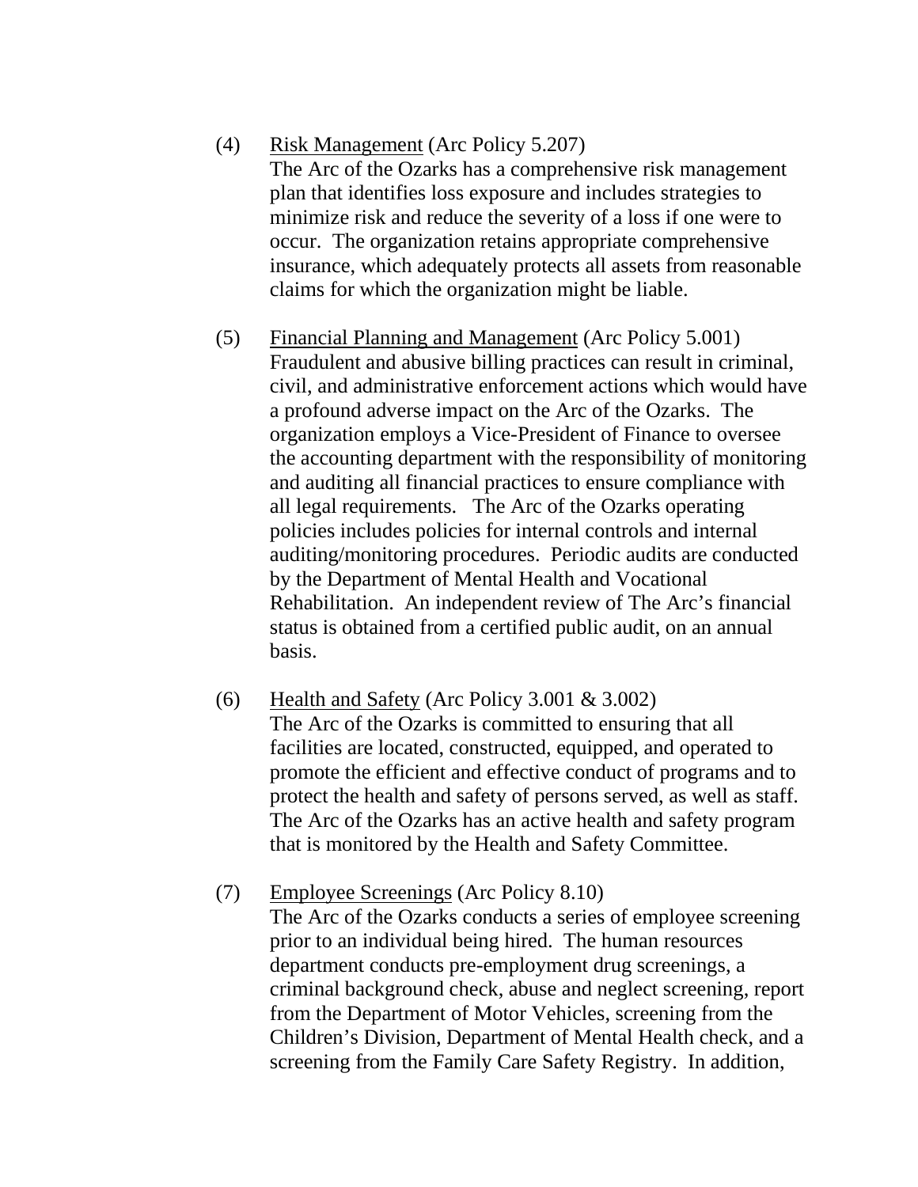(4) Risk Management (Arc Policy 5.207)
The Arc of the Ozarks has a comprehensive risk management plan that identifies loss exposure and includes strategies to minimize risk and reduce the severity of a loss if one were to occur. The organization retains appropriate comprehensive insurance, which adequately protects all assets from reasonable claims for which the organization might be liable.

(5) Financial Planning and Management (Arc Policy 5.001)
Fraudulent and abusive billing practices can result in criminal, civil, and administrative enforcement actions which would have a profound adverse impact on the Arc of the Ozarks. The organization employs a Vice-President of Finance to oversee the accounting department with the responsibility of monitoring and auditing all financial practices to ensure compliance with all legal requirements. The Arc of the Ozarks operating policies includes policies for internal controls and internal auditing/monitoring procedures. Periodic audits are conducted by the Department of Mental Health and Vocational Rehabilitation. An independent review of The Arc's financial status is obtained from a certified public audit, on an annual basis.

(6) Health and Safety (Arc Policy 3.001 & 3.002)
The Arc of the Ozarks is committed to ensuring that all facilities are located, constructed, equipped, and operated to promote the efficient and effective conduct of programs and to protect the health and safety of persons served, as well as staff. The Arc of the Ozarks has an active health and safety program that is monitored by the Health and Safety Committee.

(7) Employee Screenings (Arc Policy 8.10)
The Arc of the Ozarks conducts a series of employee screening prior to an individual being hired. The human resources department conducts pre-employment drug screenings, a criminal background check, abuse and neglect screening, report from the Department of Motor Vehicles, screening from the Children's Division, Department of Mental Health check, and a screening from the Family Care Safety Registry. In addition,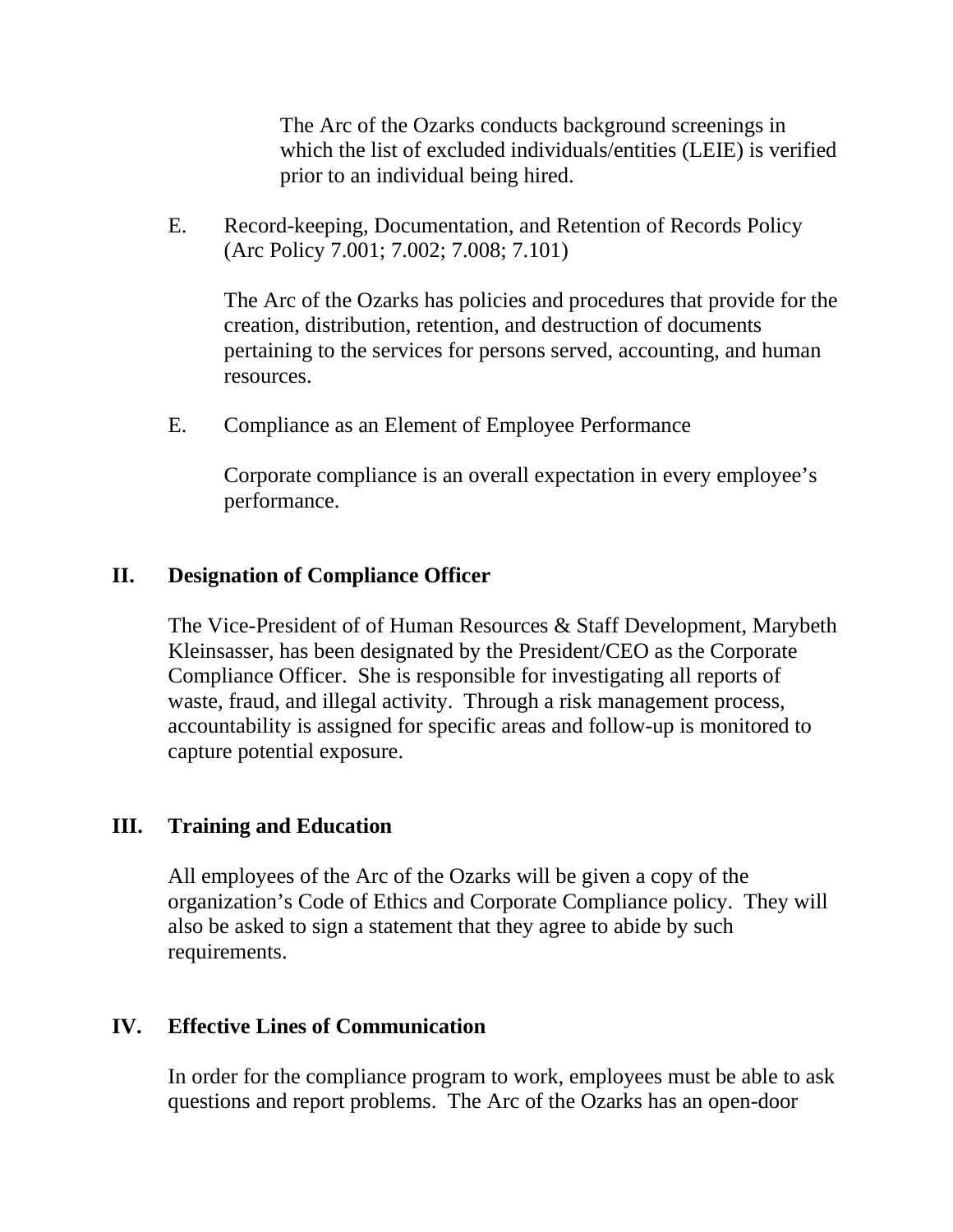The Arc of the Ozarks conducts background screenings in which the list of excluded individuals/entities (LEIE) is verified prior to an individual being hired.

E. Record-keeping, Documentation, and Retention of Records Policy (Arc Policy 7.001; 7.002; 7.008; 7.101)

The Arc of the Ozarks has policies and procedures that provide for the creation, distribution, retention, and destruction of documents pertaining to the services for persons served, accounting, and human resources.

E. Compliance as an Element of Employee Performance

Corporate compliance is an overall expectation in every employee's performance.

## II. Designation of Compliance Officer

The Vice-President of of Human Resources & Staff Development, Marybeth Kleinsasser, has been designated by the President/CEO as the Corporate Compliance Officer. She is responsible for investigating all reports of waste, fraud, and illegal activity. Through a risk management process, accountability is assigned for specific areas and follow-up is monitored to capture potential exposure.

## III. Training and Education

All employees of the Arc of the Ozarks will be given a copy of the organization's Code of Ethics and Corporate Compliance policy. They will also be asked to sign a statement that they agree to abide by such requirements.

## IV. Effective Lines of Communication

In order for the compliance program to work, employees must be able to ask questions and report problems. The Arc of the Ozarks has an open-door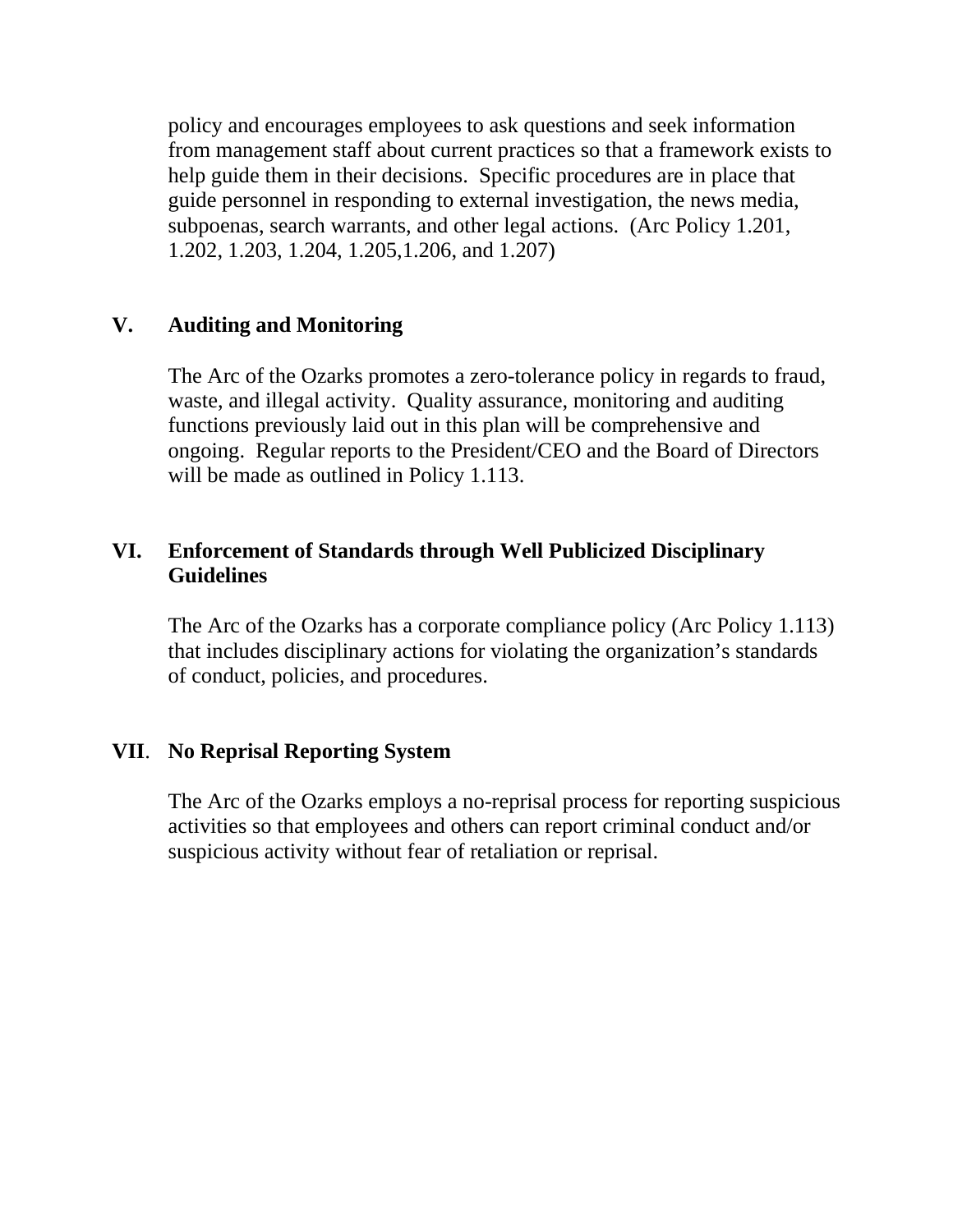policy and encourages employees to ask questions and seek information from management staff about current practices so that a framework exists to help guide them in their decisions. Specific procedures are in place that guide personnel in responding to external investigation, the news media, subpoenas, search warrants, and other legal actions. (Arc Policy 1.201, 1.202, 1.203, 1.204, 1.205,1.206, and 1.207)

## V. Auditing and Monitoring

The Arc of the Ozarks promotes a zero-tolerance policy in regards to fraud, waste, and illegal activity. Quality assurance, monitoring and auditing functions previously laid out in this plan will be comprehensive and ongoing. Regular reports to the President/CEO and the Board of Directors will be made as outlined in Policy 1.113.

## VI. Enforcement of Standards through Well Publicized Disciplinary Guidelines

The Arc of the Ozarks has a corporate compliance policy (Arc Policy 1.113) that includes disciplinary actions for violating the organization's standards of conduct, policies, and procedures.

## VII. No Reprisal Reporting System

The Arc of the Ozarks employs a no-reprisal process for reporting suspicious activities so that employees and others can report criminal conduct and/or suspicious activity without fear of retaliation or reprisal.